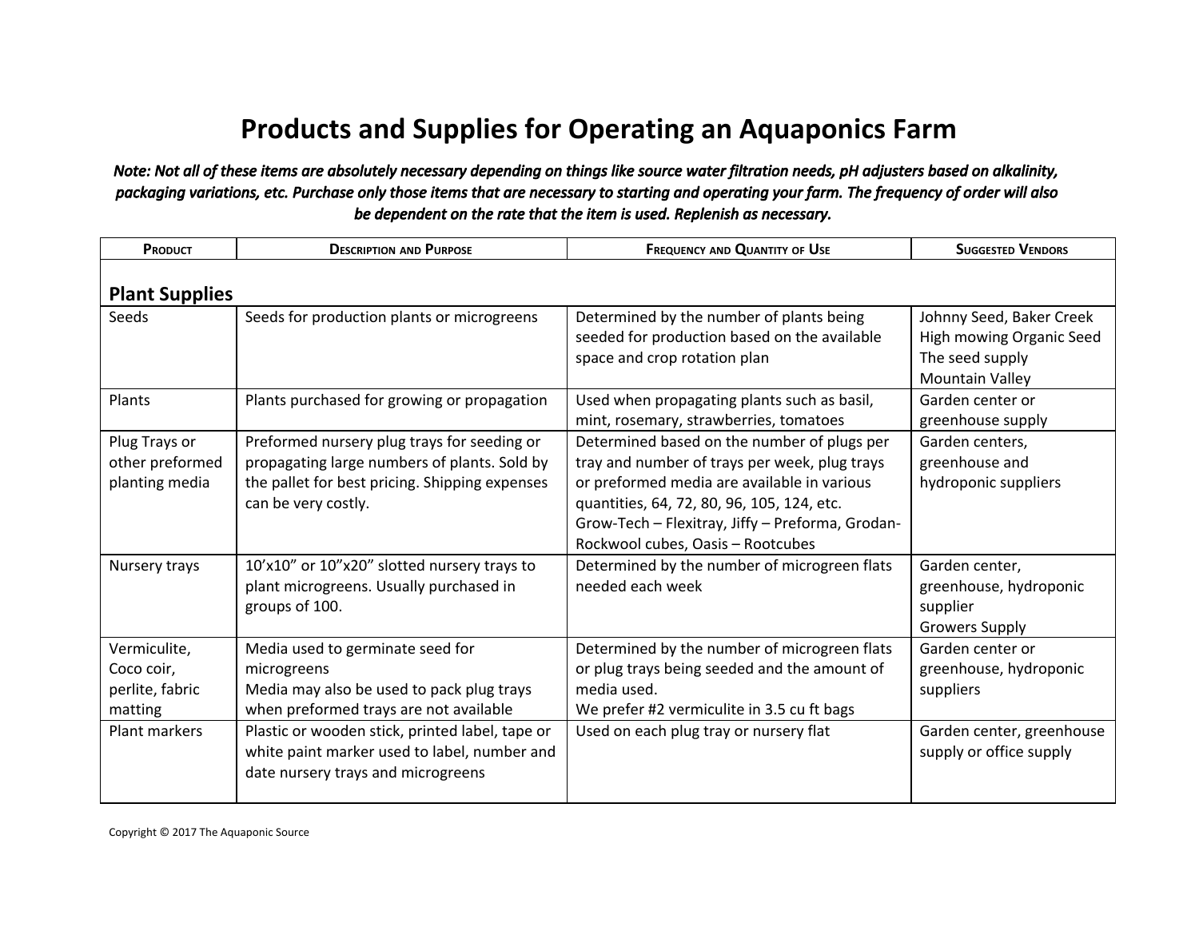# Products and Supplies for Operating an Aquaponics Farm

***Note: Not all of these items are absolutely necessary depending on things like source water filtration needs, pH adjusters based on alkalinity, packaging variations, etc. Purchase only those items that are necessary to starting and operating your farm. The frequency of order will also be dependent on the rate that the item is used. Replenish as necessary.***

| Product | Description and Purpose | Frequency and Quantity of Use | Suggested Vendors |
|---|---|---|---|
| **Plant Supplies** | | | |
| Seeds | Seeds for production plants or microgreens | Determined by the number of plants being seeded for production based on the available space and crop rotation plan | Johnny Seed, Baker Creek<br>High mowing Organic Seed<br>The seed supply<br>Mountain Valley |
| Plants | Plants purchased for growing or propagation | Used when propagating plants such as basil, mint, rosemary, strawberries, tomatoes | Garden center or greenhouse supply |
| Plug Trays or other preformed planting media | Preformed nursery plug trays for seeding or propagating large numbers of plants. Sold by the pallet for best pricing. Shipping expenses can be very costly. | Determined based on the number of plugs per tray and number of trays per week, plug trays or preformed media are available in various quantities, 64, 72, 80, 96, 105, 124, etc.<br>Grow-Tech – Flexitray, Jiffy – Preforma, Grodan-Rockwool cubes, Oasis – Rootcubes | Garden centers, greenhouse and hydroponic suppliers |
| Nursery trays | 10'x10" or 10"x20" slotted nursery trays to plant microgreens. Usually purchased in groups of 100. | Determined by the number of microgreen flats needed each week | Garden center, greenhouse, hydroponic supplier<br>Growers Supply |
| Vermiculite, Coco coir, perlite, fabric matting | Media used to germinate seed for microgreens<br>Media may also be used to pack plug trays when preformed trays are not available | Determined by the number of microgreen flats or plug trays being seeded and the amount of media used.<br>We prefer #2 vermiculite in 3.5 cu ft bags | Garden center or greenhouse, hydroponic suppliers |
| Plant markers | Plastic or wooden stick, printed label, tape or white paint marker used to label, number and date nursery trays and microgreens | Used on each plug tray or nursery flat | Garden center, greenhouse supply or office supply |

Copyright © 2017 The Aquaponic Source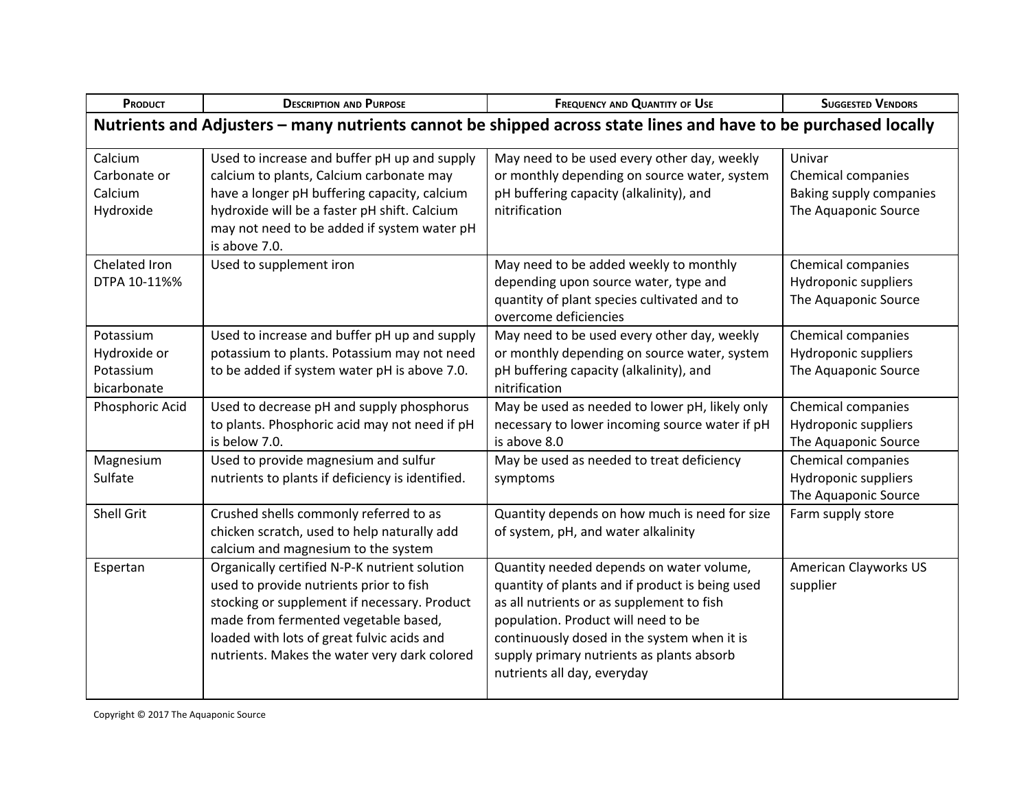| Product | Description and Purpose | Frequency and Quantity of Use | Suggested Vendors |
|---|---|---|---|
| **Nutrients and Adjusters – many nutrients cannot be shipped across state lines and have to be purchased locally** | | | |
| Calcium Carbonate or Calcium Hydroxide | Used to increase and buffer pH up and supply calcium to plants, Calcium carbonate may have a longer pH buffering capacity, calcium hydroxide will be a faster pH shift. Calcium may not need to be added if system water pH is above 7.0. | May need to be used every other day, weekly or monthly depending on source water, system pH buffering capacity (alkalinity), and nitrification | Univar<br>Chemical companies<br>Baking supply companies<br>The Aquaponic Source |
| Chelated Iron DTPA 10-11%% | Used to supplement iron | May need to be added weekly to monthly depending upon source water, type and quantity of plant species cultivated and to overcome deficiencies | Chemical companies<br>Hydroponic suppliers<br>The Aquaponic Source |
| Potassium Hydroxide or Potassium bicarbonate | Used to increase and buffer pH up and supply potassium to plants. Potassium may not need to be added if system water pH is above 7.0. | May need to be used every other day, weekly or monthly depending on source water, system pH buffering capacity (alkalinity), and nitrification | Chemical companies<br>Hydroponic suppliers<br>The Aquaponic Source |
| Phosphoric Acid | Used to decrease pH and supply phosphorus to plants. Phosphoric acid may not need if pH is below 7.0. | May be used as needed to lower pH, likely only necessary to lower incoming source water if pH is above 8.0 | Chemical companies<br>Hydroponic suppliers<br>The Aquaponic Source |
| Magnesium Sulfate | Used to provide magnesium and sulfur nutrients to plants if deficiency is identified. | May be used as needed to treat deficiency symptoms | Chemical companies<br>Hydroponic suppliers<br>The Aquaponic Source |
| Shell Grit | Crushed shells commonly referred to as chicken scratch, used to help naturally add calcium and magnesium to the system | Quantity depends on how much is need for size of system, pH, and water alkalinity | Farm supply store |
| Espertan | Organically certified N-P-K nutrient solution used to provide nutrients prior to fish stocking or supplement if necessary. Product made from fermented vegetable based, loaded with lots of great fulvic acids and nutrients. Makes the water very dark colored | Quantity needed depends on water volume, quantity of plants and if product is being used as all nutrients or as supplement to fish population. Product will need to be continuously dosed in the system when it is supply primary nutrients as plants absorb nutrients all day, everyday | American Clayworks US supplier |

Copyright © 2017 The Aquaponic Source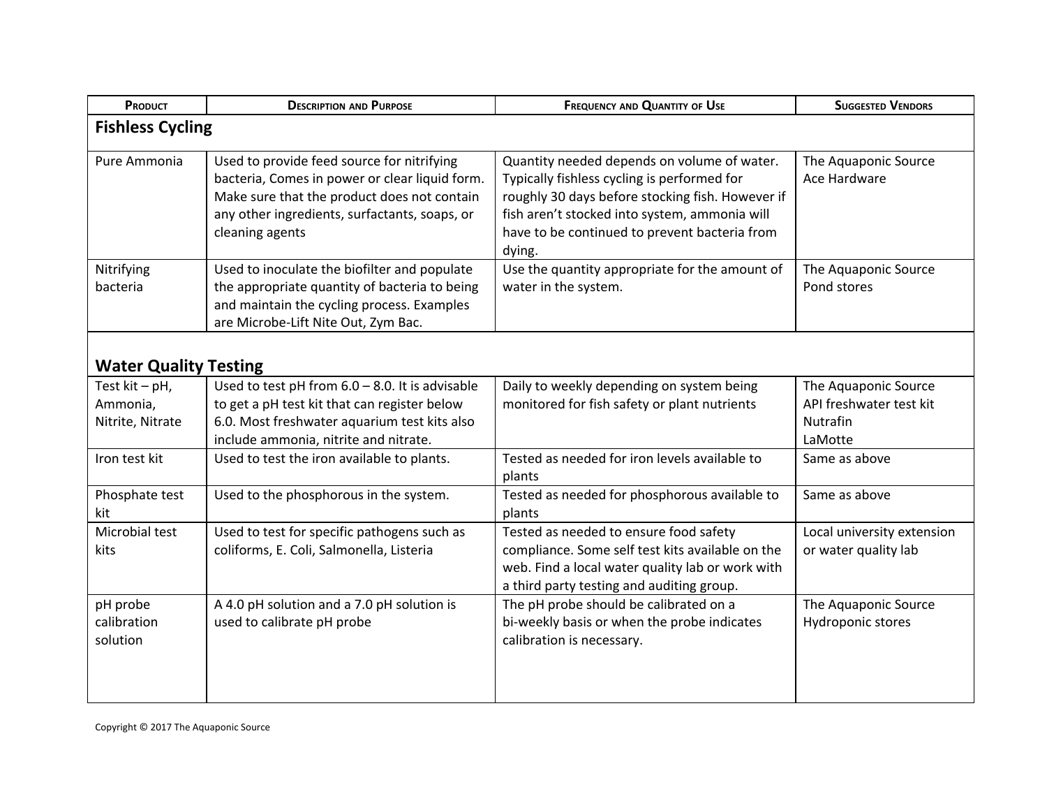| Product | Description and Purpose | Frequency and Quantity of Use | Suggested Vendors |
| --- | --- | --- | --- |
| **Fishless Cycling** | | | |
| Pure Ammonia | Used to provide feed source for nitrifying bacteria, Comes in power or clear liquid form. Make sure that the product does not contain any other ingredients, surfactants, soaps, or cleaning agents | Quantity needed depends on volume of water. Typically fishless cycling is performed for roughly 30 days before stocking fish. However if fish aren't stocked into system, ammonia will have to be continued to prevent bacteria from dying. | The Aquaponic Source<br>Ace Hardware |
| Nitrifying bacteria | Used to inoculate the biofilter and populate the appropriate quantity of bacteria to being and maintain the cycling process. Examples are Microbe-Lift Nite Out, Zym Bac. | Use the quantity appropriate for the amount of water in the system. | The Aquaponic Source<br>Pond stores |
| **Water Quality Testing** | | | |
| Test kit – pH, Ammonia, Nitrite, Nitrate | Used to test pH from 6.0 – 8.0. It is advisable to get a pH test kit that can register below 6.0. Most freshwater aquarium test kits also include ammonia, nitrite and nitrate. | Daily to weekly depending on system being monitored for fish safety or plant nutrients | The Aquaponic Source<br>API freshwater test kit<br>Nutrafin<br>LaMotte |
| Iron test kit | Used to test the iron available to plants. | Tested as needed for iron levels available to plants | Same as above |
| Phosphate test kit | Used to the phosphorous in the system. | Tested as needed for phosphorous available to plants | Same as above |
| Microbial test kits | Used to test for specific pathogens such as coliforms, E. Coli, Salmonella, Listeria | Tested as needed to ensure food safety compliance. Some self test kits available on the web. Find a local water quality lab or work with a third party testing and auditing group. | Local university extension or water quality lab |
| pH probe calibration solution | A 4.0 pH solution and a 7.0 pH solution is used to calibrate pH probe | The pH probe should be calibrated on a bi-weekly basis or when the probe indicates calibration is necessary. | The Aquaponic Source<br>Hydroponic stores |

Copyright © 2017 The Aquaponic Source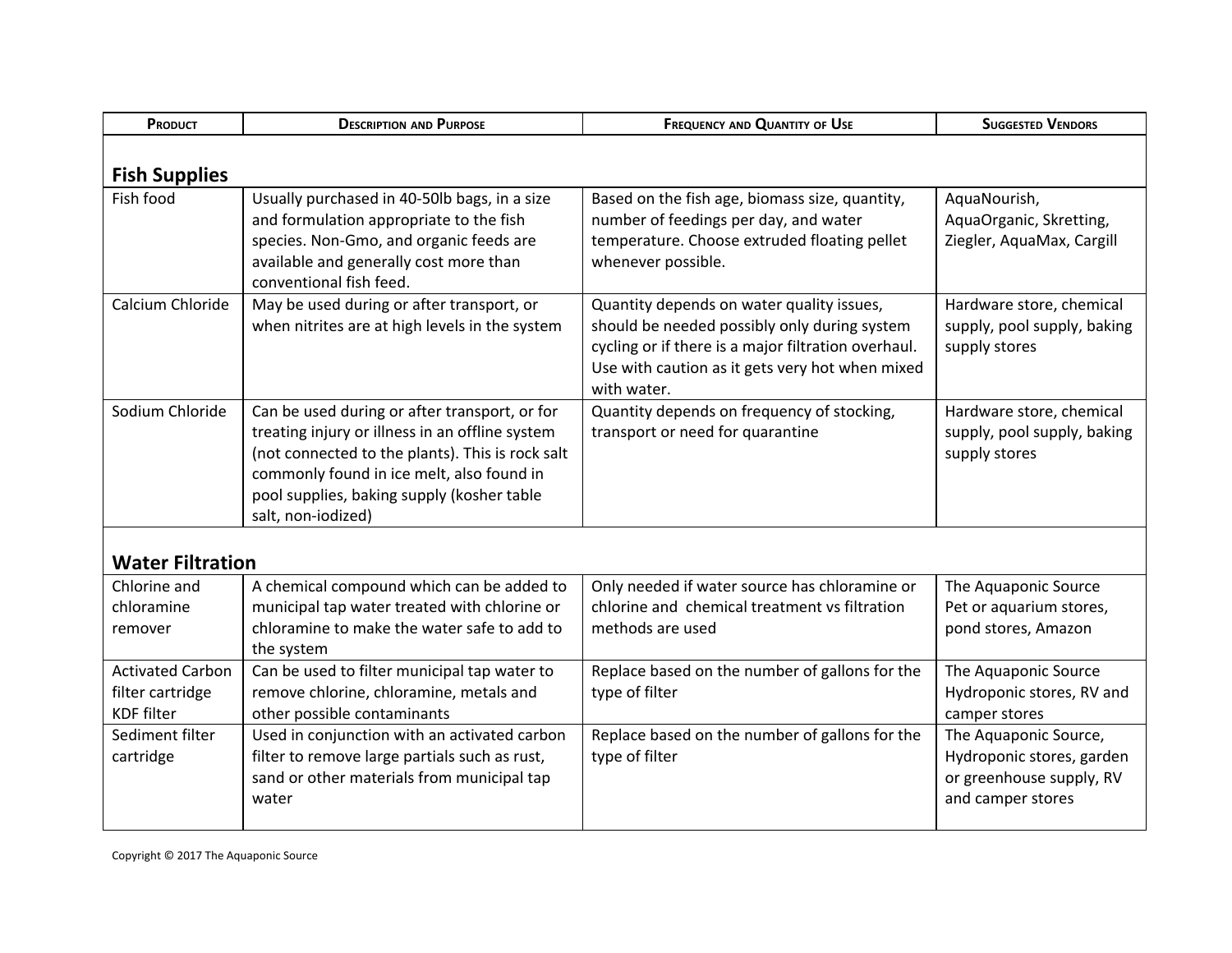| PRODUCT | DESCRIPTION AND PURPOSE | FREQUENCY AND QUANTITY OF USE | SUGGESTED VENDORS |
|---|---|---|---|
| **Fish Supplies** | | | |
| Fish food | Usually purchased in 40-50lb bags, in a size and formulation appropriate to the fish species. Non-Gmo, and organic feeds are available and generally cost more than conventional fish feed. | Based on the fish age, biomass size, quantity, number of feedings per day, and water temperature. Choose extruded floating pellet whenever possible. | AquaNourish, AquaOrganic, Skretting, Ziegler, AquaMax, Cargill |
| Calcium Chloride | May be used during or after transport, or when nitrites are at high levels in the system | Quantity depends on water quality issues, should be needed possibly only during system cycling or if there is a major filtration overhaul. Use with caution as it gets very hot when mixed with water. | Hardware store, chemical supply, pool supply, baking supply stores |
| Sodium Chloride | Can be used during or after transport, or for treating injury or illness in an offline system (not connected to the plants). This is rock salt commonly found in ice melt, also found in pool supplies, baking supply (kosher table salt, non-iodized) | Quantity depends on frequency of stocking, transport or need for quarantine | Hardware store, chemical supply, pool supply, baking supply stores |
| **Water Filtration** | | | |
| Chlorine and chloramine remover | A chemical compound which can be added to municipal tap water treated with chlorine or chloramine to make the water safe to add to the system | Only needed if water source has chloramine or chlorine and chemical treatment vs filtration methods are used | The Aquaponic Source Pet or aquarium stores, pond stores, Amazon |
| Activated Carbon filter cartridge KDF filter | Can be used to filter municipal tap water to remove chlorine, chloramine, metals and other possible contaminants | Replace based on the number of gallons for the type of filter | The Aquaponic Source Hydroponic stores, RV and camper stores |
| Sediment filter cartridge | Used in conjunction with an activated carbon filter to remove large partials such as rust, sand or other materials from municipal tap water | Replace based on the number of gallons for the type of filter | The Aquaponic Source, Hydroponic stores, garden or greenhouse supply, RV and camper stores |

Copyright © 2017 The Aquaponic Source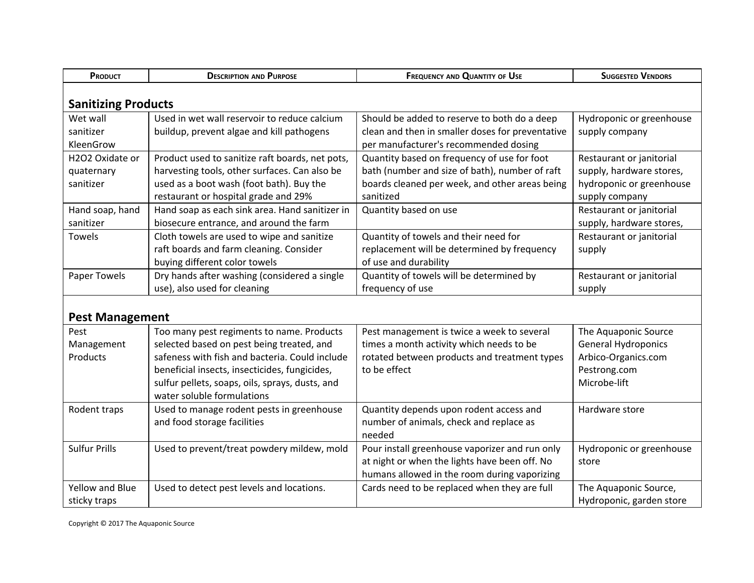| Product | Description and Purpose | Frequency and Quantity of Use | Suggested Vendors |
| --- | --- | --- | --- |
| **Sanitizing Products** | | | |
| Wet wall sanitizer KleenGrow | Used in wet wall reservoir to reduce calcium buildup, prevent algae and kill pathogens | Should be added to reserve to both do a deep clean and then in smaller doses for preventative per manufacturer's recommended dosing | Hydroponic or greenhouse supply company |
| H2O2 Oxidate or quaternary sanitizer | Product used to sanitize raft boards, net pots, harvesting tools, other surfaces. Can also be used as a boot wash (foot bath). Buy the restaurant or hospital grade and 29% | Quantity based on frequency of use for foot bath (number and size of bath), number of raft boards cleaned per week, and other areas being sanitized | Restaurant or janitorial supply, hardware stores, hydroponic or greenhouse supply company |
| Hand soap, hand sanitizer | Hand soap as each sink area. Hand sanitizer in biosecure entrance, and around the farm | Quantity based on use | Restaurant or janitorial supply, hardware stores, |
| Towels | Cloth towels are used to wipe and sanitize raft boards and farm cleaning. Consider buying different color towels | Quantity of towels and their need for replacement will be determined by frequency of use and durability | Restaurant or janitorial supply |
| Paper Towels | Dry hands after washing (considered a single use), also used for cleaning | Quantity of towels will be determined by frequency of use | Restaurant or janitorial supply |
| **Pest Management** | | | |
| Pest Management Products | Too many pest regiments to name. Products selected based on pest being treated, and safeness with fish and bacteria. Could include beneficial insects, insecticides, fungicides, sulfur pellets, soaps, oils, sprays, dusts, and water soluble formulations | Pest management is twice a week to several times a month activity which needs to be rotated between products and treatment types to be effect | The Aquaponic Source<br>General Hydroponics<br>Arbico-Organics.com<br>Pestrong.com<br>Microbe-lift |
| Rodent traps | Used to manage rodent pests in greenhouse and food storage facilities | Quantity depends upon rodent access and number of animals, check and replace as needed | Hardware store |
| Sulfur Prills | Used to prevent/treat powdery mildew, mold | Pour install greenhouse vaporizer and run only at night or when the lights have been off. No humans allowed in the room during vaporizing | Hydroponic or greenhouse store |
| Yellow and Blue sticky traps | Used to detect pest levels and locations. | Cards need to be replaced when they are full | The Aquaponic Source, Hydroponic, garden store |

Copyright © 2017 The Aquaponic Source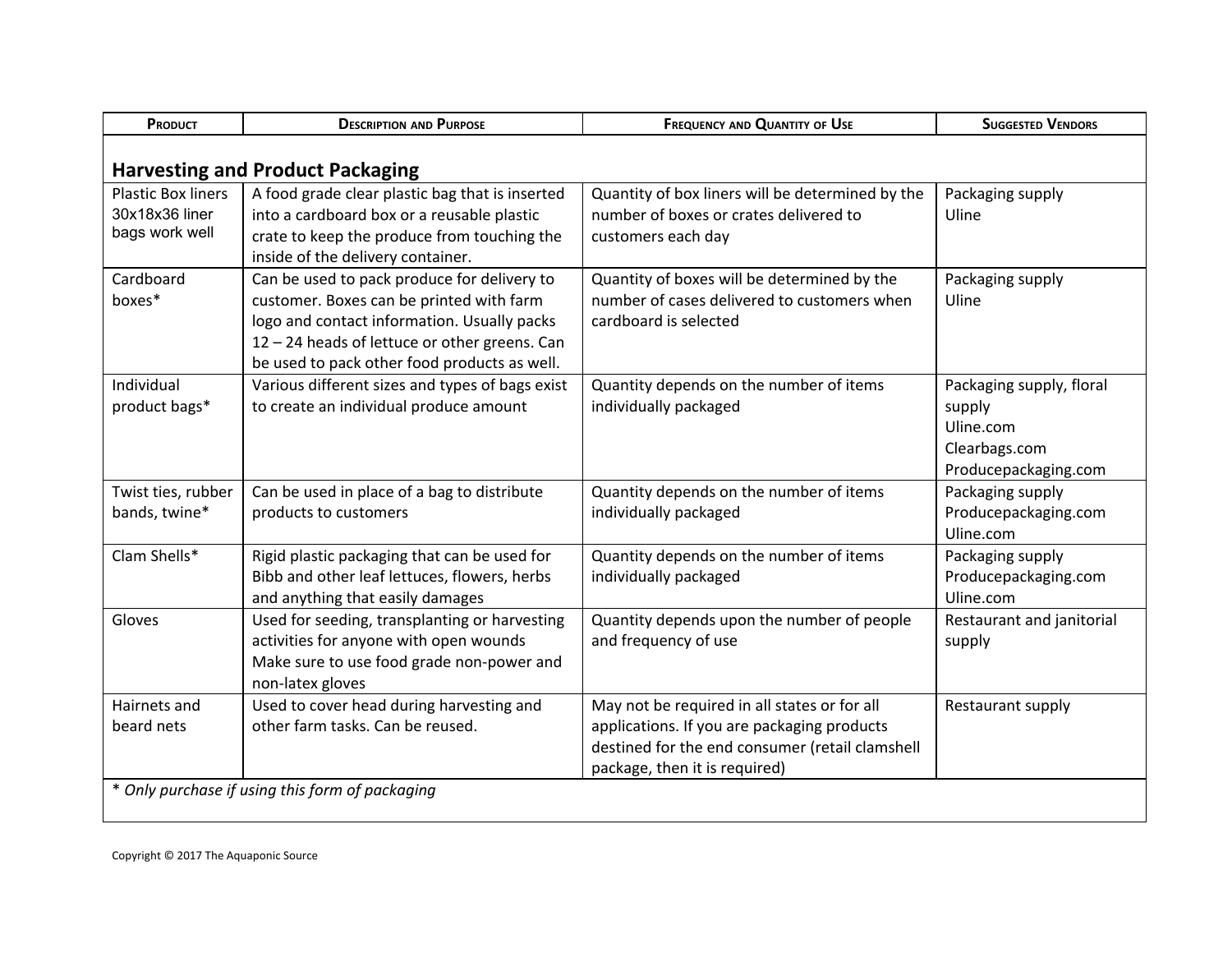| Product | Description and Purpose | Frequency and Quantity of Use | Suggested Vendors |
| --- | --- | --- | --- |
| **Harvesting and Product Packaging** | | | |
| Plastic Box liners 30x18x36 liner bags work well | A food grade clear plastic bag that is inserted into a cardboard box or a reusable plastic crate to keep the produce from touching the inside of the delivery container. | Quantity of box liners will be determined by the number of boxes or crates delivered to customers each day | Packaging supply Uline |
| Cardboard boxes* | Can be used to pack produce for delivery to customer. Boxes can be printed with farm logo and contact information. Usually packs 12 – 24 heads of lettuce or other greens. Can be used to pack other food products as well. | Quantity of boxes will be determined by the number of cases delivered to customers when cardboard is selected | Packaging supply Uline |
| Individual product bags* | Various different sizes and types of bags exist to create an individual produce amount | Quantity depends on the number of items individually packaged | Packaging supply, floral supply Uline.com Clearbags.com Producepackaging.com |
| Twist ties, rubber bands, twine* | Can be used in place of a bag to distribute products to customers | Quantity depends on the number of items individually packaged | Packaging supply Producepackaging.com Uline.com |
| Clam Shells* | Rigid plastic packaging that can be used for Bibb and other leaf lettuces, flowers, herbs and anything that easily damages | Quantity depends on the number of items individually packaged | Packaging supply Producepackaging.com Uline.com |
| Gloves | Used for seeding, transplanting or harvesting activities for anyone with open wounds Make sure to use food grade non-power and non-latex gloves | Quantity depends upon the number of people and frequency of use | Restaurant and janitorial supply |
| Hairnets and beard nets | Used to cover head during harvesting and other farm tasks. Can be reused. | May not be required in all states or for all applications. If you are packaging products destined for the end consumer (retail clamshell package, then it is required) | Restaurant supply |

*\* Only purchase if using this form of packaging*

Copyright © 2017 The Aquaponic Source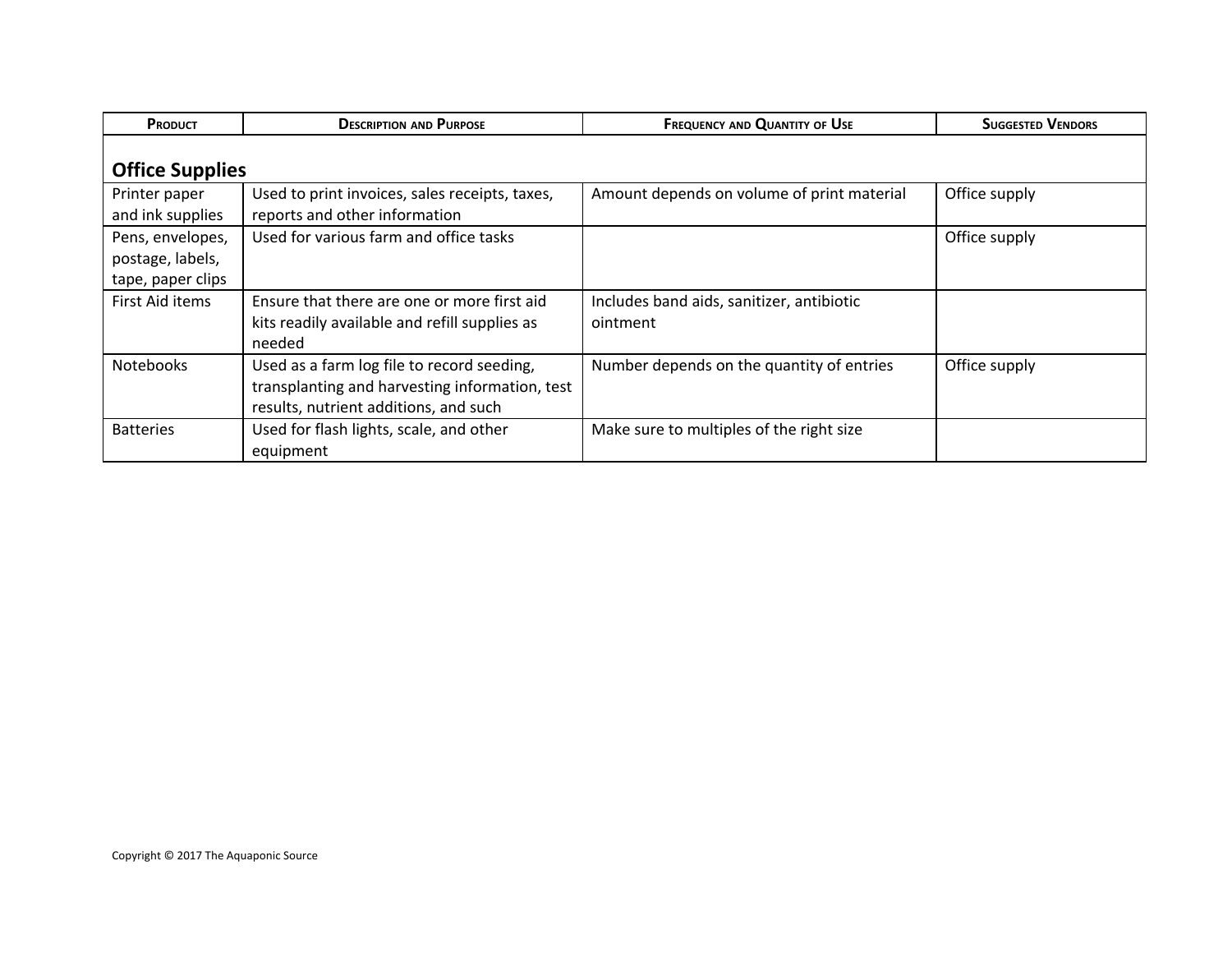| Product | Description and Purpose | Frequency and Quantity of Use | Suggested Vendors |
|---|---|---|---|
| **Office Supplies** | | | |
| Printer paper and ink supplies | Used to print invoices, sales receipts, taxes, reports and other information | Amount depends on volume of print material | Office supply |
| Pens, envelopes, postage, labels, tape, paper clips | Used for various farm and office tasks | | Office supply |
| First Aid items | Ensure that there are one or more first aid kits readily available and refill supplies as needed | Includes band aids, sanitizer, antibiotic ointment | |
| Notebooks | Used as a farm log file to record seeding, transplanting and harvesting information, test results, nutrient additions, and such | Number depends on the quantity of entries | Office supply |
| Batteries | Used for flash lights, scale, and other equipment | Make sure to multiples of the right size | |

Copyright © 2017 The Aquaponic Source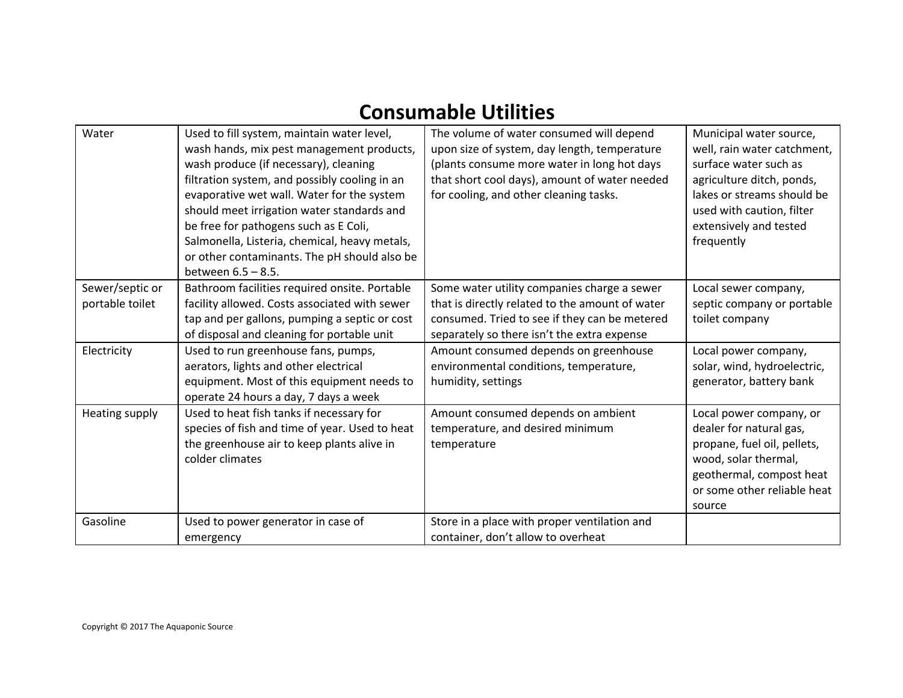# Consumable Utilities

| | | | |
|---|---|---|---|
| Water | Used to fill system, maintain water level, wash hands, mix pest management products, wash produce (if necessary), cleaning filtration system, and possibly cooling in an evaporative wet wall. Water for the system should meet irrigation water standards and be free for pathogens such as E Coli, Salmonella, Listeria, chemical, heavy metals, or other contaminants. The pH should also be between 6.5 – 8.5. | The volume of water consumed will depend upon size of system, day length, temperature (plants consume more water in long hot days that short cool days), amount of water needed for cooling, and other cleaning tasks. | Municipal water source, well, rain water catchment, surface water such as agriculture ditch, ponds, lakes or streams should be used with caution, filter extensively and tested frequently |
| Sewer/septic or portable toilet | Bathroom facilities required onsite. Portable facility allowed. Costs associated with sewer tap and per gallons, pumping a septic or cost of disposal and cleaning for portable unit | Some water utility companies charge a sewer that is directly related to the amount of water consumed. Tried to see if they can be metered separately so there isn't the extra expense | Local sewer company, septic company or portable toilet company |
| Electricity | Used to run greenhouse fans, pumps, aerators, lights and other electrical equipment. Most of this equipment needs to operate 24 hours a day, 7 days a week | Amount consumed depends on greenhouse environmental conditions, temperature, humidity, settings | Local power company, solar, wind, hydroelectric, generator, battery bank |
| Heating supply | Used to heat fish tanks if necessary for species of fish and time of year. Used to heat the greenhouse air to keep plants alive in colder climates | Amount consumed depends on ambient temperature, and desired minimum temperature | Local power company, or dealer for natural gas, propane, fuel oil, pellets, wood, solar thermal, geothermal, compost heat or some other reliable heat source |
| Gasoline | Used to power generator in case of emergency | Store in a place with proper ventilation and container, don't allow to overheat | |

Copyright © 2017 The Aquaponic Source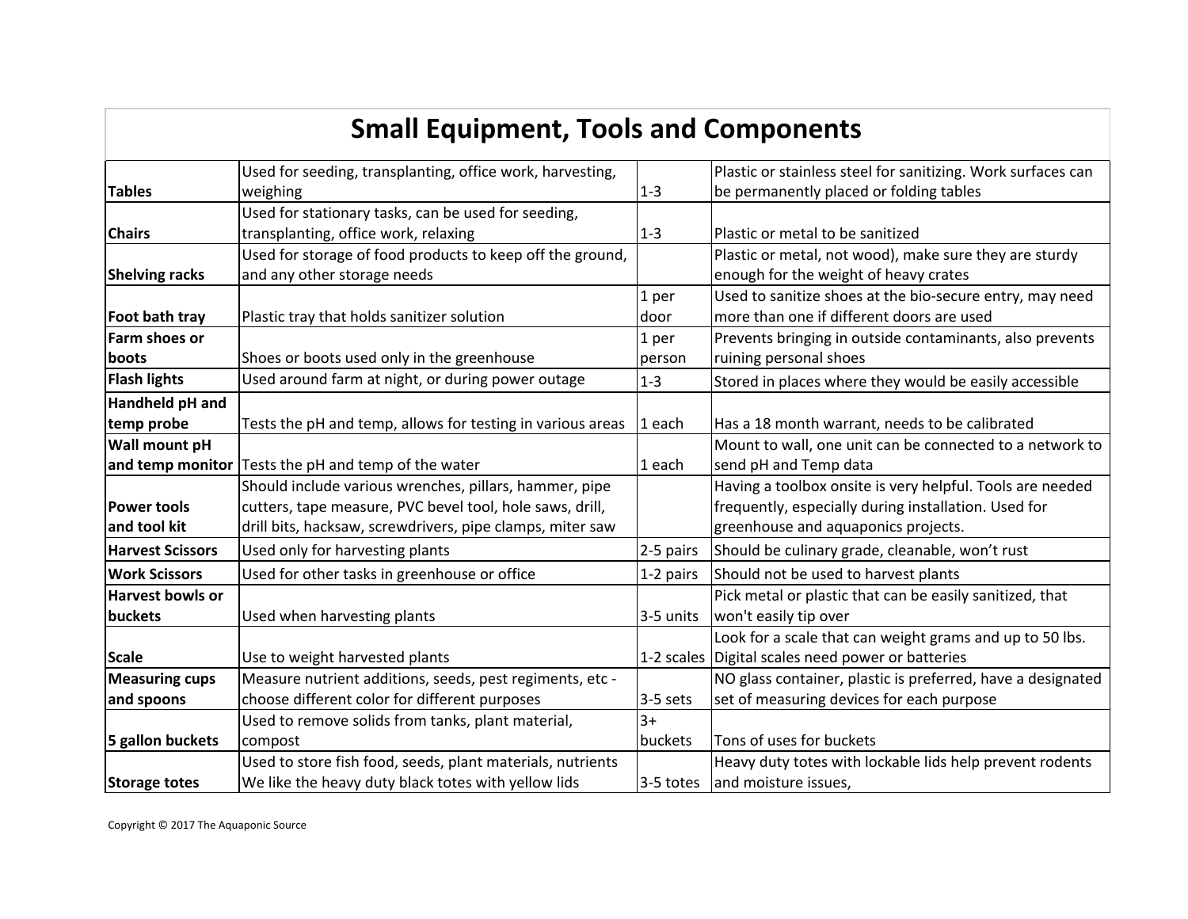# Small Equipment, Tools and Components

| | | | |
|---|---|---|---|
| **Tables** | Used for seeding, transplanting, office work, harvesting, weighing | 1-3 | Plastic or stainless steel for sanitizing. Work surfaces can be permanently placed or folding tables |
| **Chairs** | Used for stationary tasks, can be used for seeding, transplanting, office work, relaxing | 1-3 | Plastic or metal to be sanitized |
| **Shelving racks** | Used for storage of food products to keep off the ground, and any other storage needs | | Plastic or metal, not wood), make sure they are sturdy enough for the weight of heavy crates |
| **Foot bath tray** | Plastic tray that holds sanitizer solution | 1 per door | Used to sanitize shoes at the bio-secure entry, may need more than one if different doors are used |
| **Farm shoes or boots** | Shoes or boots used only in the greenhouse | 1 per person | Prevents bringing in outside contaminants, also prevents ruining personal shoes |
| **Flash lights** | Used around farm at night, or during power outage | 1-3 | Stored in places where they would be easily accessible |
| **Handheld pH and temp probe** | Tests the pH and temp, allows for testing in various areas | 1 each | Has a 18 month warrant, needs to be calibrated |
| **Wall mount pH and temp monitor** | Tests the pH and temp of the water | 1 each | Mount to wall, one unit can be connected to a network to send pH and Temp data |
| **Power tools and tool kit** | Should include various wrenches, pillars, hammer, pipe cutters, tape measure, PVC bevel tool, hole saws, drill, drill bits, hacksaw, screwdrivers, pipe clamps, miter saw | | Having a toolbox onsite is very helpful. Tools are needed frequently, especially during installation. Used for greenhouse and aquaponics projects. |
| **Harvest Scissors** | Used only for harvesting plants | 2-5 pairs | Should be culinary grade, cleanable, won't rust |
| **Work Scissors** | Used for other tasks in greenhouse or office | 1-2 pairs | Should not be used to harvest plants |
| **Harvest bowls or buckets** | Used when harvesting plants | 3-5 units | Pick metal or plastic that can be easily sanitized, that won't easily tip over |
| **Scale** | Use to weight harvested plants | 1-2 scales | Look for a scale that can weight grams and up to 50 lbs. Digital scales need power or batteries |
| **Measuring cups and spoons** | Measure nutrient additions, seeds, pest regiments, etc - choose different color for different purposes | 3-5 sets | NO glass container, plastic is preferred, have a designated set of measuring devices for each purpose |
| **5 gallon buckets** | Used to remove solids from tanks, plant material, compost | 3+ buckets | Tons of uses for buckets |
| **Storage totes** | Used to store fish food, seeds, plant materials, nutrients We like the heavy duty black totes with yellow lids | 3-5 totes | Heavy duty totes with lockable lids help prevent rodents and moisture issues, |

Copyright © 2017 The Aquaponic Source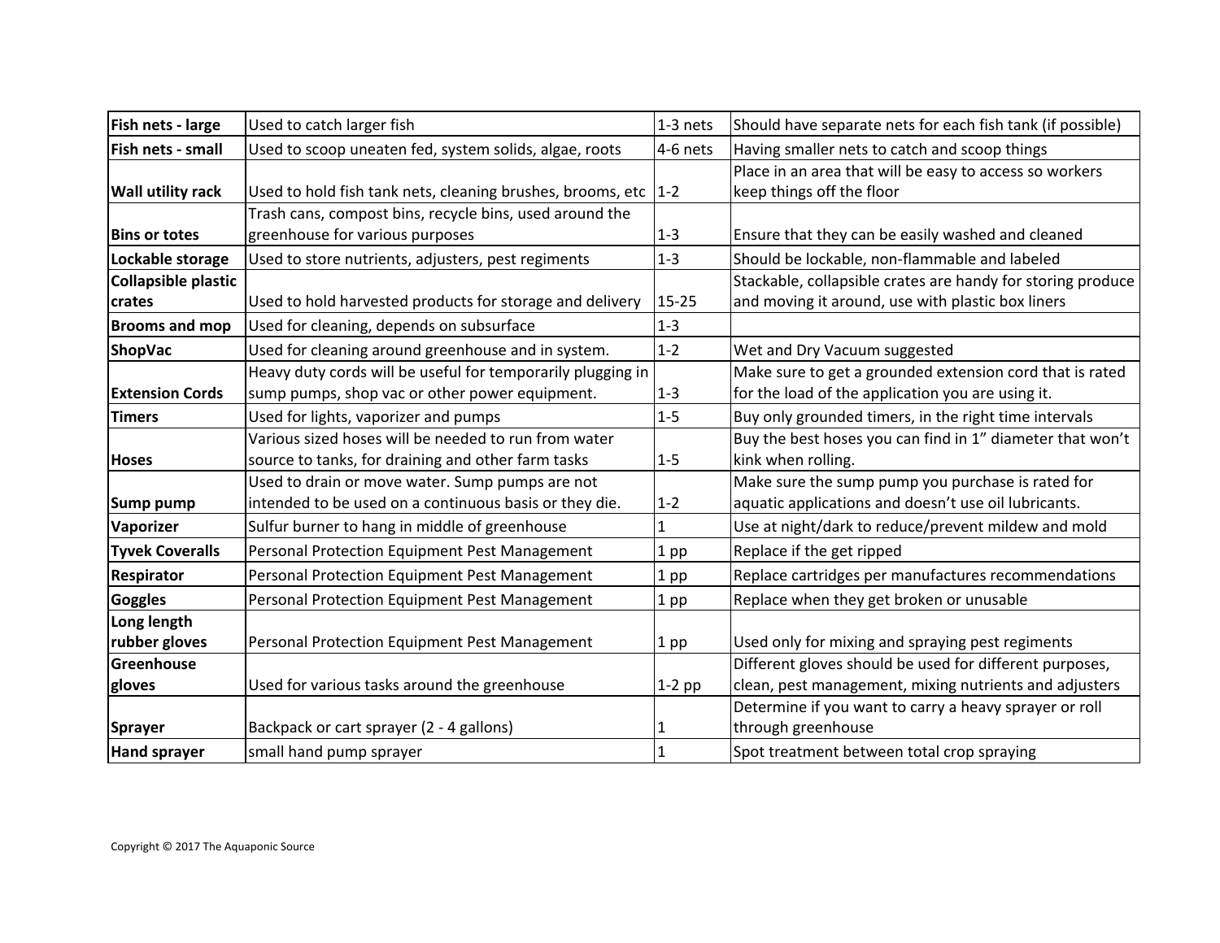| | | | |
|---|---|---|---|
| **Fish nets - large** | Used to catch larger fish | 1-3 nets | Should have separate nets for each fish tank (if possible) |
| **Fish nets - small** | Used to scoop uneaten fed, system solids, algae, roots | 4-6 nets | Having smaller nets to catch and scoop things |
| **Wall utility rack** | Used to hold fish tank nets, cleaning brushes, brooms, etc | 1-2 | Place in an area that will be easy to access so workers keep things off the floor |
| **Bins or totes** | Trash cans, compost bins, recycle bins, used around the greenhouse for various purposes | 1-3 | Ensure that they can be easily washed and cleaned |
| **Lockable storage** | Used to store nutrients, adjusters, pest regiments | 1-3 | Should be lockable, non-flammable and labeled |
| **Collapsible plastic crates** | Used to hold harvested products for storage and delivery | 15-25 | Stackable, collapsible crates are handy for storing produce and moving it around, use with plastic box liners |
| **Brooms and mop** | Used for cleaning, depends on subsurface | 1-3 | |
| **ShopVac** | Used for cleaning around greenhouse and in system. | 1-2 | Wet and Dry Vacuum suggested |
| **Extension Cords** | Heavy duty cords will be useful for temporarily plugging in sump pumps, shop vac or other power equipment. | 1-3 | Make sure to get a grounded extension cord that is rated for the load of the application you are using it. |
| **Timers** | Used for lights, vaporizer and pumps | 1-5 | Buy only grounded timers, in the right time intervals |
| **Hoses** | Various sized hoses will be needed to run from water source to tanks, for draining and other farm tasks | 1-5 | Buy the best hoses you can find in 1" diameter that won't kink when rolling. |
| **Sump pump** | Used to drain or move water. Sump pumps are not intended to be used on a continuous basis or they die. | 1-2 | Make sure the sump pump you purchase is rated for aquatic applications and doesn't use oil lubricants. |
| **Vaporizer** | Sulfur burner to hang in middle of greenhouse | 1 | Use at night/dark to reduce/prevent mildew and mold |
| **Tyvek Coveralls** | Personal Protection Equipment Pest Management | 1 pp | Replace if the get ripped |
| **Respirator** | Personal Protection Equipment Pest Management | 1 pp | Replace cartridges per manufactures recommendations |
| **Goggles** | Personal Protection Equipment Pest Management | 1 pp | Replace when they get broken or unusable |
| **Long length rubber gloves** | Personal Protection Equipment Pest Management | 1 pp | Used only for mixing and spraying pest regiments |
| **Greenhouse gloves** | Used for various tasks around the greenhouse | 1-2 pp | Different gloves should be used for different purposes, clean, pest management, mixing nutrients and adjusters |
| **Sprayer** | Backpack or cart sprayer (2 - 4 gallons) | 1 | Determine if you want to carry a heavy sprayer or roll through greenhouse |
| **Hand sprayer** | small hand pump sprayer | 1 | Spot treatment between total crop spraying |

Copyright © 2017 The Aquaponic Source